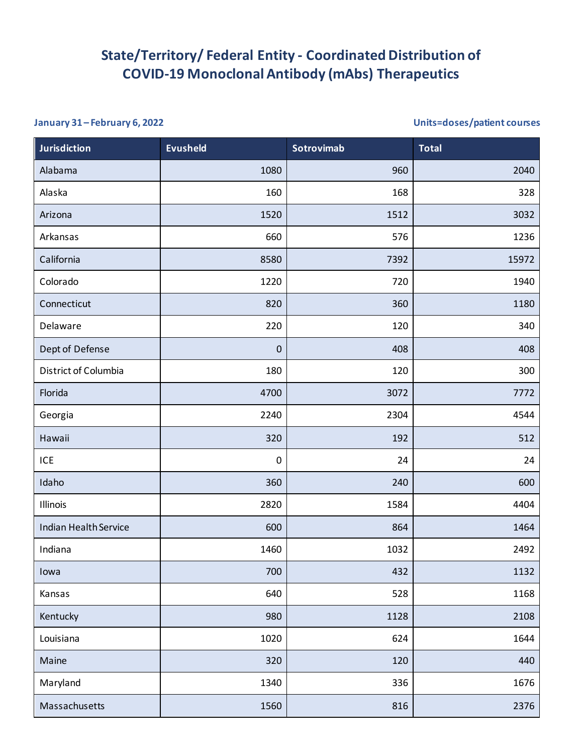# State/Territory/ Federal Entity - Coordinated Distribution of COVID-19 Monoclonal Antibody (mAbs) Therapeutics

**January 31 – February 6, 2022** **Units=doses/patient courses**

| Jurisdiction | Evusheld | Sotrovimab | Total |
|---|---|---|---|
| Alabama | 1080 | 960 | 2040 |
| Alaska | 160 | 168 | 328 |
| Arizona | 1520 | 1512 | 3032 |
| Arkansas | 660 | 576 | 1236 |
| California | 8580 | 7392 | 15972 |
| Colorado | 1220 | 720 | 1940 |
| Connecticut | 820 | 360 | 1180 |
| Delaware | 220 | 120 | 340 |
| Dept of Defense | 0 | 408 | 408 |
| District of Columbia | 180 | 120 | 300 |
| Florida | 4700 | 3072 | 7772 |
| Georgia | 2240 | 2304 | 4544 |
| Hawaii | 320 | 192 | 512 |
| ICE | 0 | 24 | 24 |
| Idaho | 360 | 240 | 600 |
| Illinois | 2820 | 1584 | 4404 |
| Indian Health Service | 600 | 864 | 1464 |
| Indiana | 1460 | 1032 | 2492 |
| Iowa | 700 | 432 | 1132 |
| Kansas | 640 | 528 | 1168 |
| Kentucky | 980 | 1128 | 2108 |
| Louisiana | 1020 | 624 | 1644 |
| Maine | 320 | 120 | 440 |
| Maryland | 1340 | 336 | 1676 |
| Massachusetts | 1560 | 816 | 2376 |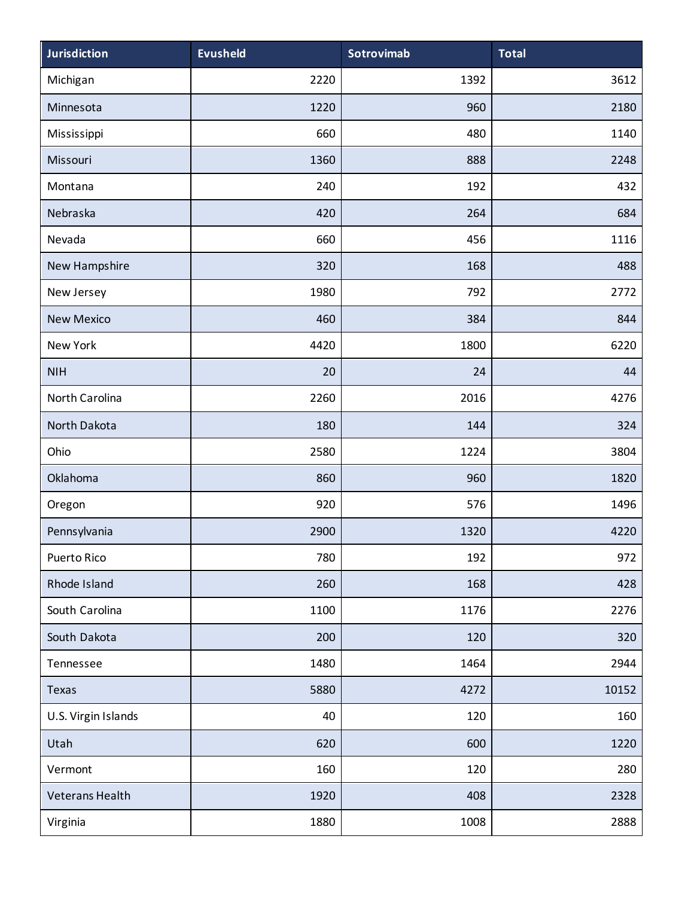| Jurisdiction | Evusheld | Sotrovimab | Total |
|---|---|---|---|
| Michigan | 2220 | 1392 | 3612 |
| Minnesota | 1220 | 960 | 2180 |
| Mississippi | 660 | 480 | 1140 |
| Missouri | 1360 | 888 | 2248 |
| Montana | 240 | 192 | 432 |
| Nebraska | 420 | 264 | 684 |
| Nevada | 660 | 456 | 1116 |
| New Hampshire | 320 | 168 | 488 |
| New Jersey | 1980 | 792 | 2772 |
| New Mexico | 460 | 384 | 844 |
| New York | 4420 | 1800 | 6220 |
| NIH | 20 | 24 | 44 |
| North Carolina | 2260 | 2016 | 4276 |
| North Dakota | 180 | 144 | 324 |
| Ohio | 2580 | 1224 | 3804 |
| Oklahoma | 860 | 960 | 1820 |
| Oregon | 920 | 576 | 1496 |
| Pennsylvania | 2900 | 1320 | 4220 |
| Puerto Rico | 780 | 192 | 972 |
| Rhode Island | 260 | 168 | 428 |
| South Carolina | 1100 | 1176 | 2276 |
| South Dakota | 200 | 120 | 320 |
| Tennessee | 1480 | 1464 | 2944 |
| Texas | 5880 | 4272 | 10152 |
| U.S. Virgin Islands | 40 | 120 | 160 |
| Utah | 620 | 600 | 1220 |
| Vermont | 160 | 120 | 280 |
| Veterans Health | 1920 | 408 | 2328 |
| Virginia | 1880 | 1008 | 2888 |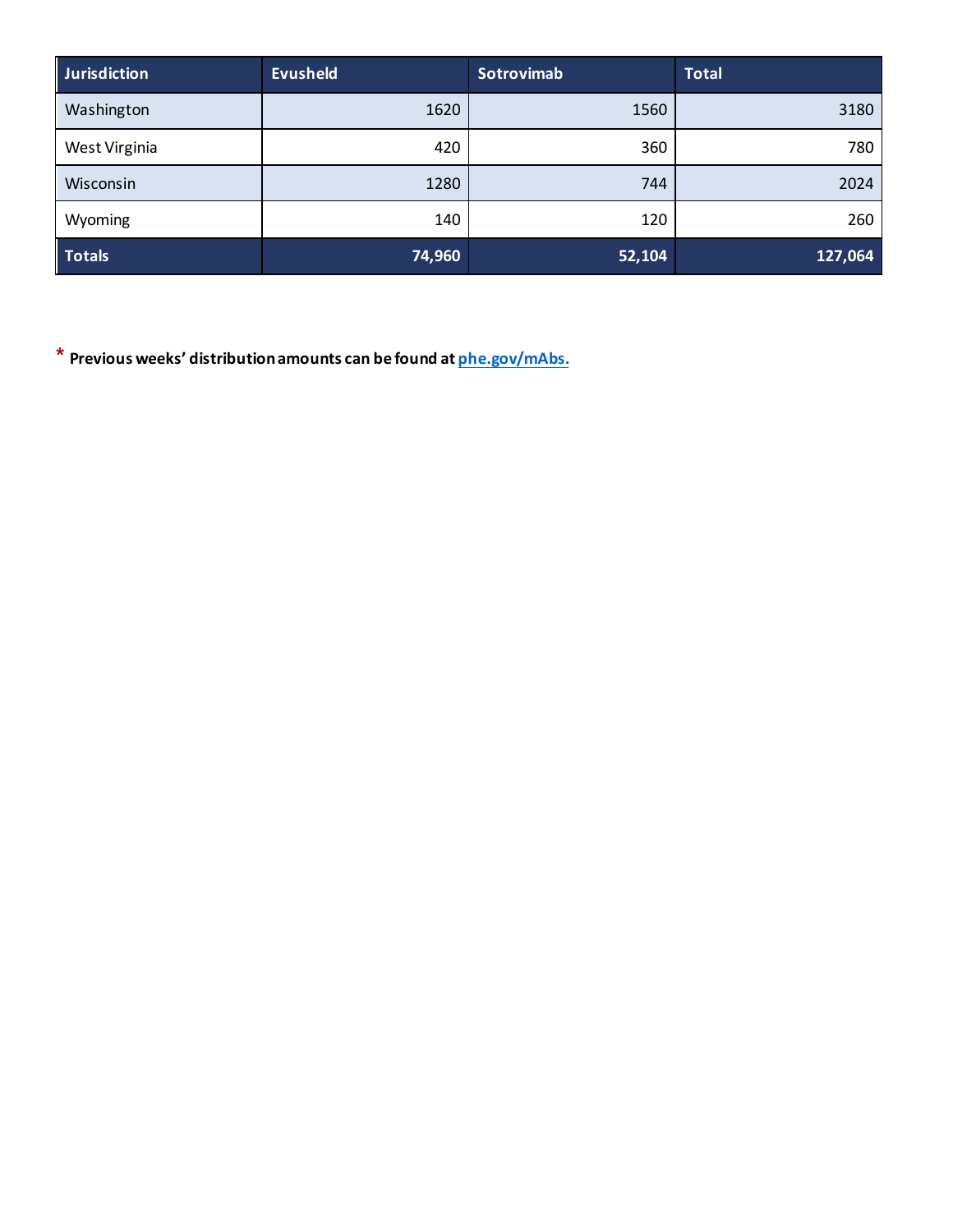| Jurisdiction | Evusheld | Sotrovimab | Total |
|---|---|---|---|
| Washington | 1620 | 1560 | 3180 |
| West Virginia | 420 | 360 | 780 |
| Wisconsin | 1280 | 744 | 2024 |
| Wyoming | 140 | 120 | 260 |
| **Totals** | **74,960** | **52,104** | **127,064** |

* **Previous weeks' distribution amounts can be found at [phe.gov/mAbs.](phe.gov/mAbs)**